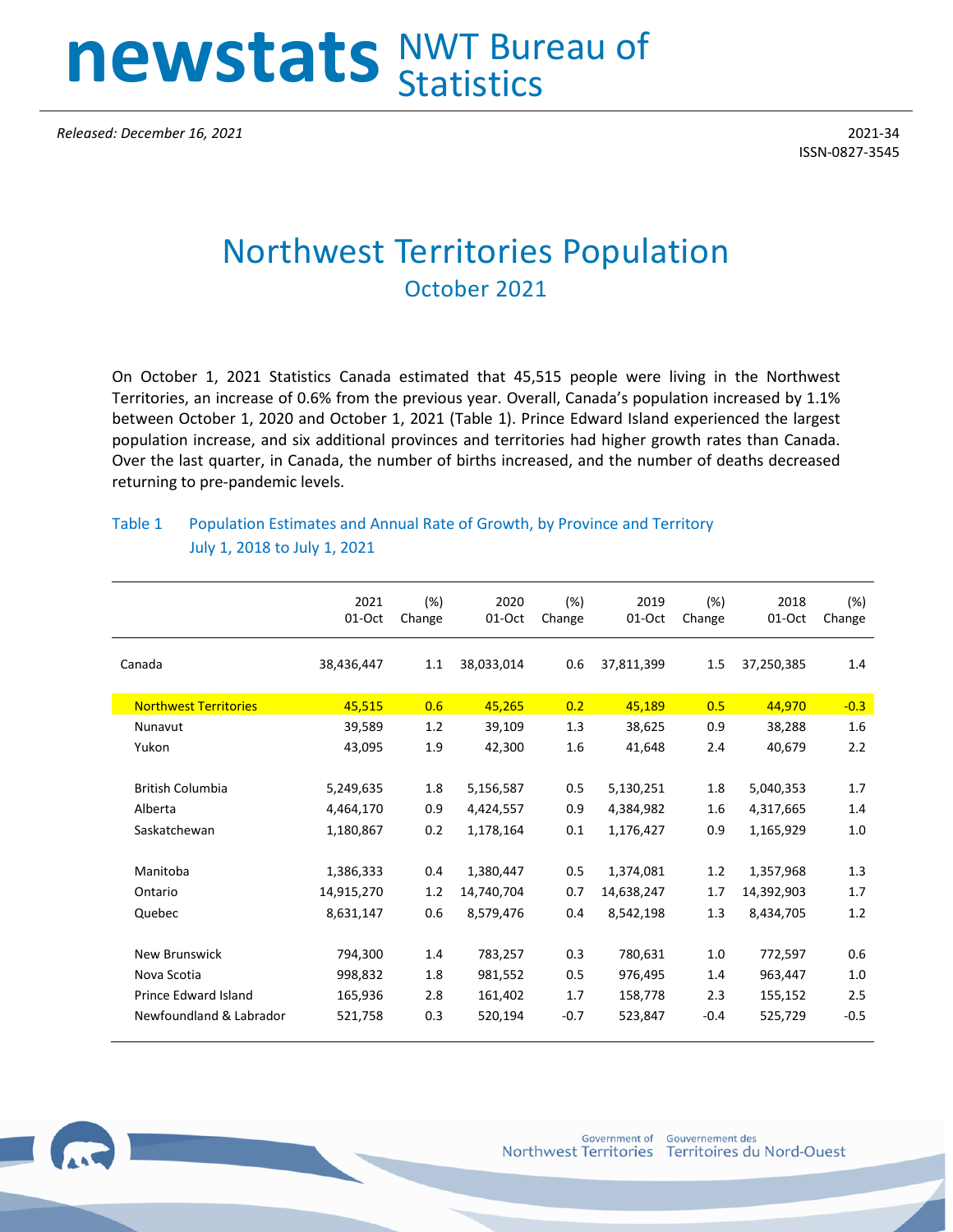# newstats NWT Bureau of Statistics

*Released: December 16, 2021*

2021-34
ISSN-0827-3545

# Northwest Territories Population

## October 2021

On October 1, 2021 Statistics Canada estimated that 45,515 people were living in the Northwest Territories, an increase of 0.6% from the previous year. Overall, Canada's population increased by 1.1% between October 1, 2020 and October 1, 2021 (Table 1). Prince Edward Island experienced the largest population increase, and six additional provinces and territories had higher growth rates than Canada. Over the last quarter, in Canada, the number of births increased, and the number of deaths decreased returning to pre-pandemic levels.

### Table 1 Population Estimates and Annual Rate of Growth, by Province and Territory July 1, 2018 to July 1, 2021

| | 2021 01-Oct | (%) Change | 2020 01-Oct | (%) Change | 2019 01-Oct | (%) Change | 2018 01-Oct | (%) Change |
|---|---|---|---|---|---|---|---|---|
| Canada | 38,436,447 | 1.1 | 38,033,014 | 0.6 | 37,811,399 | 1.5 | 37,250,385 | 1.4 |
| Northwest Territories | 45,515 | 0.6 | 45,265 | 0.2 | 45,189 | 0.5 | 44,970 | -0.3 |
| Nunavut | 39,589 | 1.2 | 39,109 | 1.3 | 38,625 | 0.9 | 38,288 | 1.6 |
| Yukon | 43,095 | 1.9 | 42,300 | 1.6 | 41,648 | 2.4 | 40,679 | 2.2 |
| British Columbia | 5,249,635 | 1.8 | 5,156,587 | 0.5 | 5,130,251 | 1.8 | 5,040,353 | 1.7 |
| Alberta | 4,464,170 | 0.9 | 4,424,557 | 0.9 | 4,384,982 | 1.6 | 4,317,665 | 1.4 |
| Saskatchewan | 1,180,867 | 0.2 | 1,178,164 | 0.1 | 1,176,427 | 0.9 | 1,165,929 | 1.0 |
| Manitoba | 1,386,333 | 0.4 | 1,380,447 | 0.5 | 1,374,081 | 1.2 | 1,357,968 | 1.3 |
| Ontario | 14,915,270 | 1.2 | 14,740,704 | 0.7 | 14,638,247 | 1.7 | 14,392,903 | 1.7 |
| Quebec | 8,631,147 | 0.6 | 8,579,476 | 0.4 | 8,542,198 | 1.3 | 8,434,705 | 1.2 |
| New Brunswick | 794,300 | 1.4 | 783,257 | 0.3 | 780,631 | 1.0 | 772,597 | 0.6 |
| Nova Scotia | 998,832 | 1.8 | 981,552 | 0.5 | 976,495 | 1.4 | 963,447 | 1.0 |
| Prince Edward Island | 165,936 | 2.8 | 161,402 | 1.7 | 158,778 | 2.3 | 155,152 | 2.5 |
| Newfoundland & Labrador | 521,758 | 0.3 | 520,194 | -0.7 | 523,847 | -0.4 | 525,729 | -0.5 |

Government of Northwest Territories / Gouvernement des Territoires du Nord-Ouest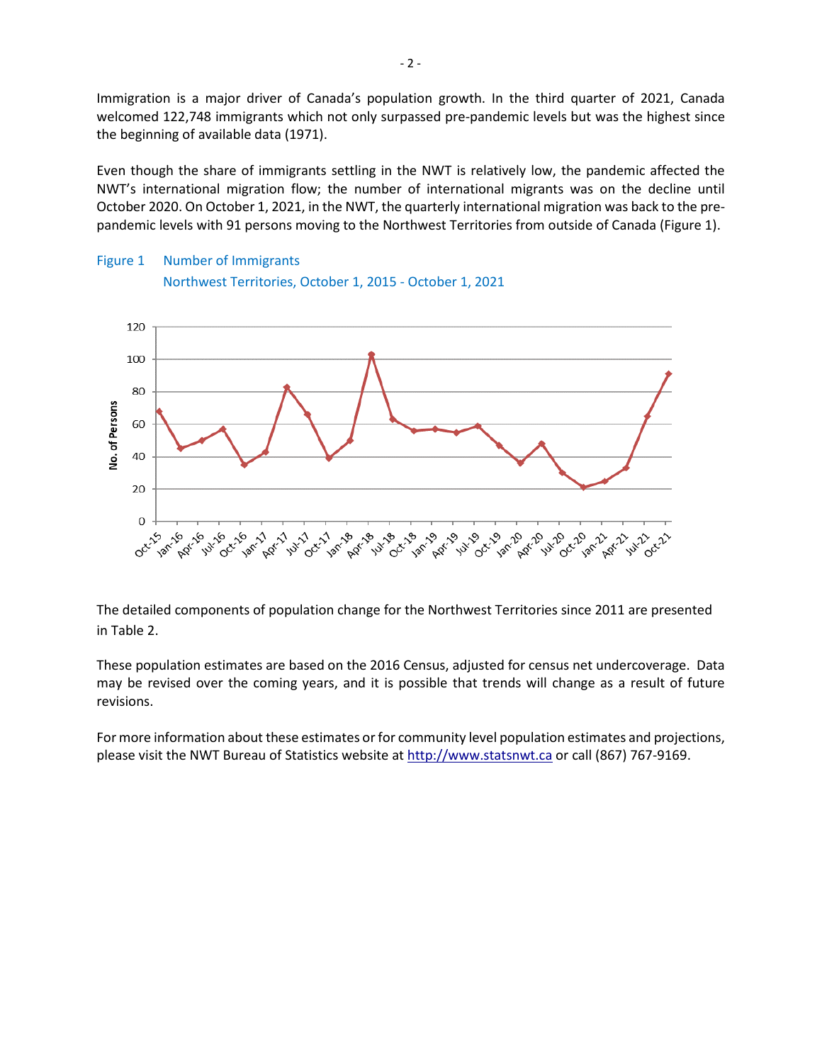Immigration is a major driver of Canada's population growth. In the third quarter of 2021, Canada welcomed 122,748 immigrants which not only surpassed pre-pandemic levels but was the highest since the beginning of available data (1971).

Even though the share of immigrants settling in the NWT is relatively low, the pandemic affected the NWT's international migration flow; the number of international migrants was on the decline until October 2020. On October 1, 2021, in the NWT, the quarterly international migration was back to the pre-pandemic levels with 91 persons moving to the Northwest Territories from outside of Canada (Figure 1).

Figure 1 Number of Immigrants
Northwest Territories, October 1, 2015 - October 1, 2021

The detailed components of population change for the Northwest Territories since 2011 are presented in Table 2.

These population estimates are based on the 2016 Census, adjusted for census net undercoverage. Data may be revised over the coming years, and it is possible that trends will change as a result of future revisions.

For more information about these estimates or for community level population estimates and projections, please visit the NWT Bureau of Statistics website at http://www.statsnwt.ca or call (867) 767-9169.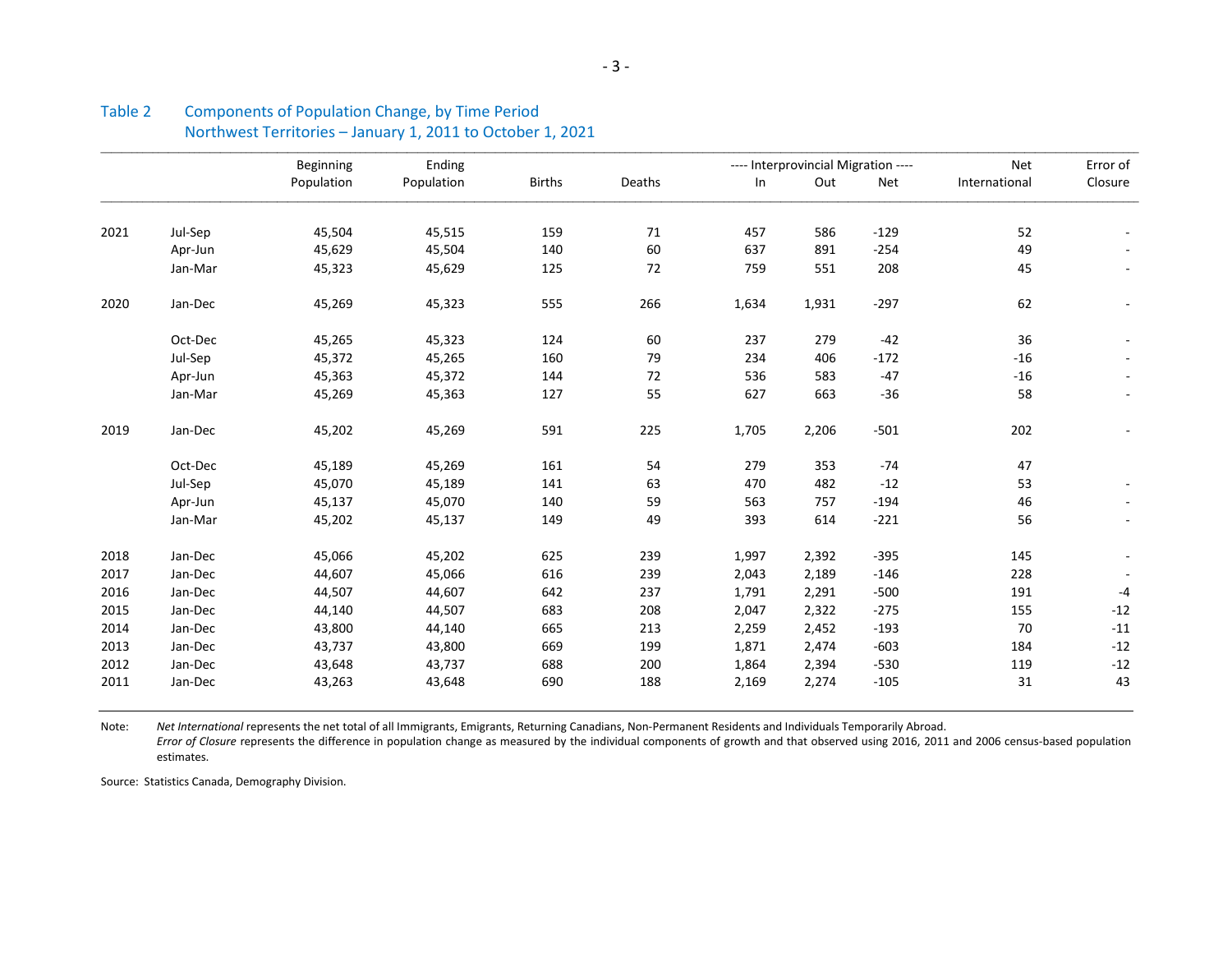## Table 2 Components of Population Change, by Time Period
### Northwest Territories – January 1, 2011 to October 1, 2021

| | | Beginning Population | Ending Population | Births | Deaths | ---- Interprovincial Migration ---- In | Out | Net | Net International | Error of Closure |
|---|---|---|---|---|---|---|---|---|---|---|
| 2021 | Jul-Sep | 45,504 | 45,515 | 159 | 71 | 457 | 586 | -129 | 52 | - |
| | Apr-Jun | 45,629 | 45,504 | 140 | 60 | 637 | 891 | -254 | 49 | - |
| | Jan-Mar | 45,323 | 45,629 | 125 | 72 | 759 | 551 | 208 | 45 | - |
| 2020 | Jan-Dec | 45,269 | 45,323 | 555 | 266 | 1,634 | 1,931 | -297 | 62 | - |
| | Oct-Dec | 45,265 | 45,323 | 124 | 60 | 237 | 279 | -42 | 36 | - |
| | Jul-Sep | 45,372 | 45,265 | 160 | 79 | 234 | 406 | -172 | -16 | - |
| | Apr-Jun | 45,363 | 45,372 | 144 | 72 | 536 | 583 | -47 | -16 | - |
| | Jan-Mar | 45,269 | 45,363 | 127 | 55 | 627 | 663 | -36 | 58 | - |
| 2019 | Jan-Dec | 45,202 | 45,269 | 591 | 225 | 1,705 | 2,206 | -501 | 202 | - |
| | Oct-Dec | 45,189 | 45,269 | 161 | 54 | 279 | 353 | -74 | 47 | |
| | Jul-Sep | 45,070 | 45,189 | 141 | 63 | 470 | 482 | -12 | 53 | - |
| | Apr-Jun | 45,137 | 45,070 | 140 | 59 | 563 | 757 | -194 | 46 | - |
| | Jan-Mar | 45,202 | 45,137 | 149 | 49 | 393 | 614 | -221 | 56 | - |
| 2018 | Jan-Dec | 45,066 | 45,202 | 625 | 239 | 1,997 | 2,392 | -395 | 145 | - |
| 2017 | Jan-Dec | 44,607 | 45,066 | 616 | 239 | 2,043 | 2,189 | -146 | 228 | - |
| 2016 | Jan-Dec | 44,507 | 44,607 | 642 | 237 | 1,791 | 2,291 | -500 | 191 | -4 |
| 2015 | Jan-Dec | 44,140 | 44,507 | 683 | 208 | 2,047 | 2,322 | -275 | 155 | -12 |
| 2014 | Jan-Dec | 43,800 | 44,140 | 665 | 213 | 2,259 | 2,452 | -193 | 70 | -11 |
| 2013 | Jan-Dec | 43,737 | 43,800 | 669 | 199 | 1,871 | 2,474 | -603 | 184 | -12 |
| 2012 | Jan-Dec | 43,648 | 43,737 | 688 | 200 | 1,864 | 2,394 | -530 | 119 | -12 |
| 2011 | Jan-Dec | 43,263 | 43,648 | 690 | 188 | 2,169 | 2,274 | -105 | 31 | 43 |

Note: *Net International* represents the net total of all Immigrants, Emigrants, Returning Canadians, Non-Permanent Residents and Individuals Temporarily Abroad.
*Error of Closure* represents the difference in population change as measured by the individual components of growth and that observed using 2016, 2011 and 2006 census-based population estimates.

Source: Statistics Canada, Demography Division.